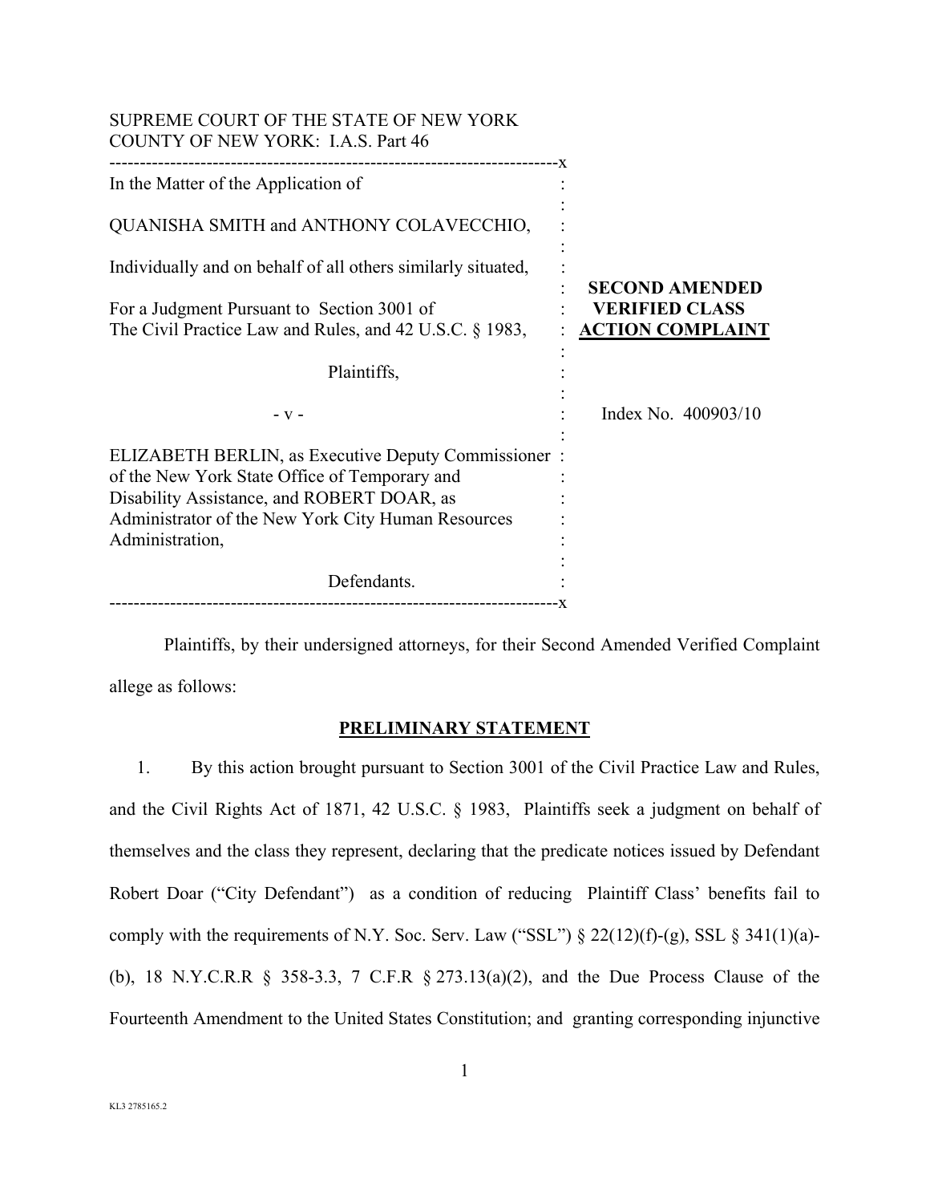SUPREME COURT OF THE STATE OF NEW YORK
COUNTY OF NEW YORK: I.A.S. Part 46

| | |
|---|---|
| In the Matter of the Application of<br><br>QUANISHA SMITH and ANTHONY COLAVECCHIO,<br><br>Individually and on behalf of all others similarly situated,<br><br>For a Judgment Pursuant to Section 3001 of The Civil Practice Law and Rules, and 42 U.S.C. § 1983,<br><br>Plaintiffs,<br><br>- v -<br><br>ELIZABETH BERLIN, as Executive Deputy Commissioner of the New York State Office of Temporary and Disability Assistance, and ROBERT DOAR, as Administrator of the New York City Human Resources Administration,<br><br>Defendants. | **SECOND AMENDED VERIFIED CLASS ACTION COMPLAINT**<br><br>Index No. 400903/10 |

Plaintiffs, by their undersigned attorneys, for their Second Amended Verified Complaint allege as follows:

## PRELIMINARY STATEMENT

1. By this action brought pursuant to Section 3001 of the Civil Practice Law and Rules, and the Civil Rights Act of 1871, 42 U.S.C. § 1983, Plaintiffs seek a judgment on behalf of themselves and the class they represent, declaring that the predicate notices issued by Defendant Robert Doar ("City Defendant") as a condition of reducing Plaintiff Class' benefits fail to comply with the requirements of N.Y. Soc. Serv. Law ("SSL") § 22(12)(f)-(g), SSL § 341(1)(a)-(b), 18 N.Y.C.R.R § 358-3.3, 7 C.F.R § 273.13(a)(2), and the Due Process Clause of the Fourteenth Amendment to the United States Constitution; and granting corresponding injunctive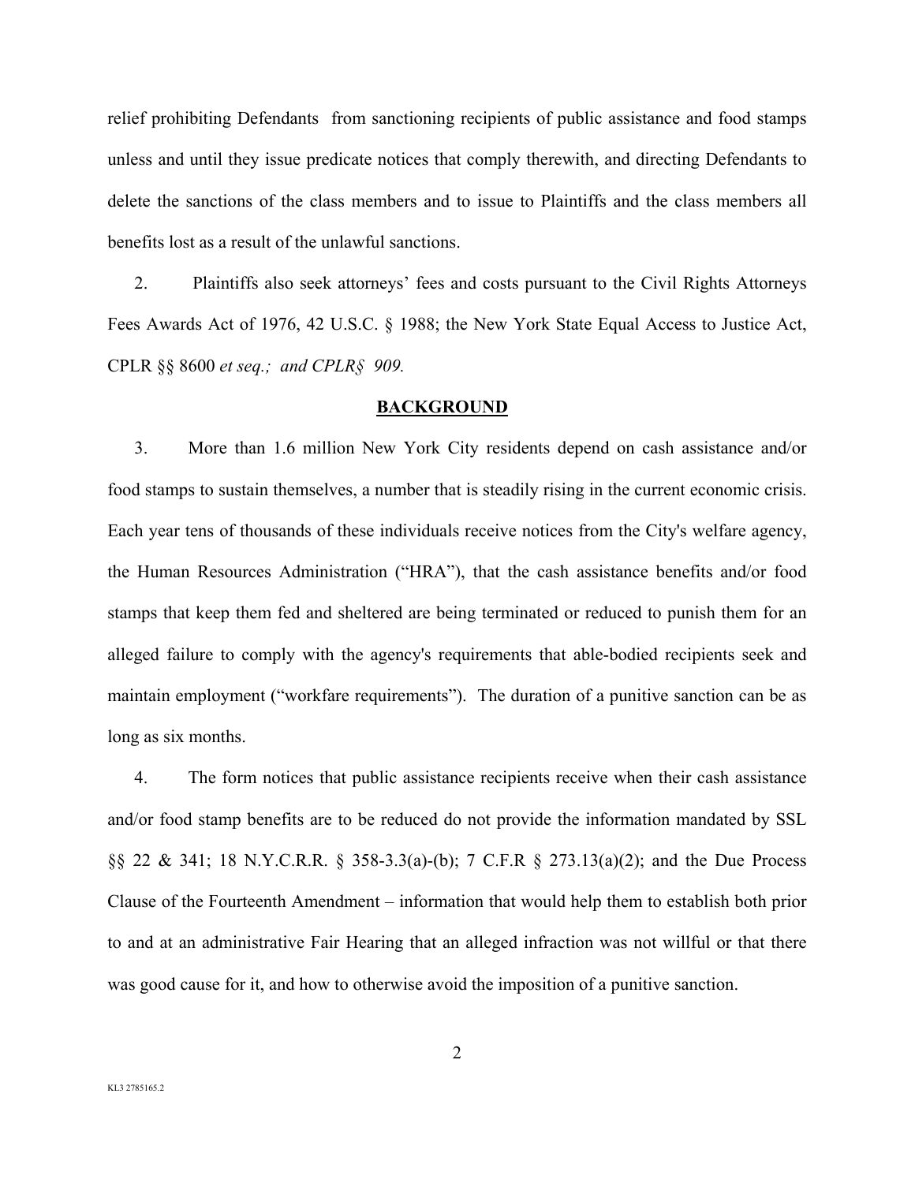relief prohibiting Defendants from sanctioning recipients of public assistance and food stamps unless and until they issue predicate notices that comply therewith, and directing Defendants to delete the sanctions of the class members and to issue to Plaintiffs and the class members all benefits lost as a result of the unlawful sanctions.

2. Plaintiffs also seek attorneys' fees and costs pursuant to the Civil Rights Attorneys Fees Awards Act of 1976, 42 U.S.C. § 1988; the New York State Equal Access to Justice Act, CPLR §§ 8600 *et seq.; and CPLR§ 909.*

## BACKGROUND

3. More than 1.6 million New York City residents depend on cash assistance and/or food stamps to sustain themselves, a number that is steadily rising in the current economic crisis. Each year tens of thousands of these individuals receive notices from the City's welfare agency, the Human Resources Administration ("HRA"), that the cash assistance benefits and/or food stamps that keep them fed and sheltered are being terminated or reduced to punish them for an alleged failure to comply with the agency's requirements that able-bodied recipients seek and maintain employment ("workfare requirements"). The duration of a punitive sanction can be as long as six months.

4. The form notices that public assistance recipients receive when their cash assistance and/or food stamp benefits are to be reduced do not provide the information mandated by SSL §§ 22 & 341; 18 N.Y.C.R.R. § 358-3.3(a)-(b); 7 C.F.R § 273.13(a)(2); and the Due Process Clause of the Fourteenth Amendment – information that would help them to establish both prior to and at an administrative Fair Hearing that an alleged infraction was not willful or that there was good cause for it, and how to otherwise avoid the imposition of a punitive sanction.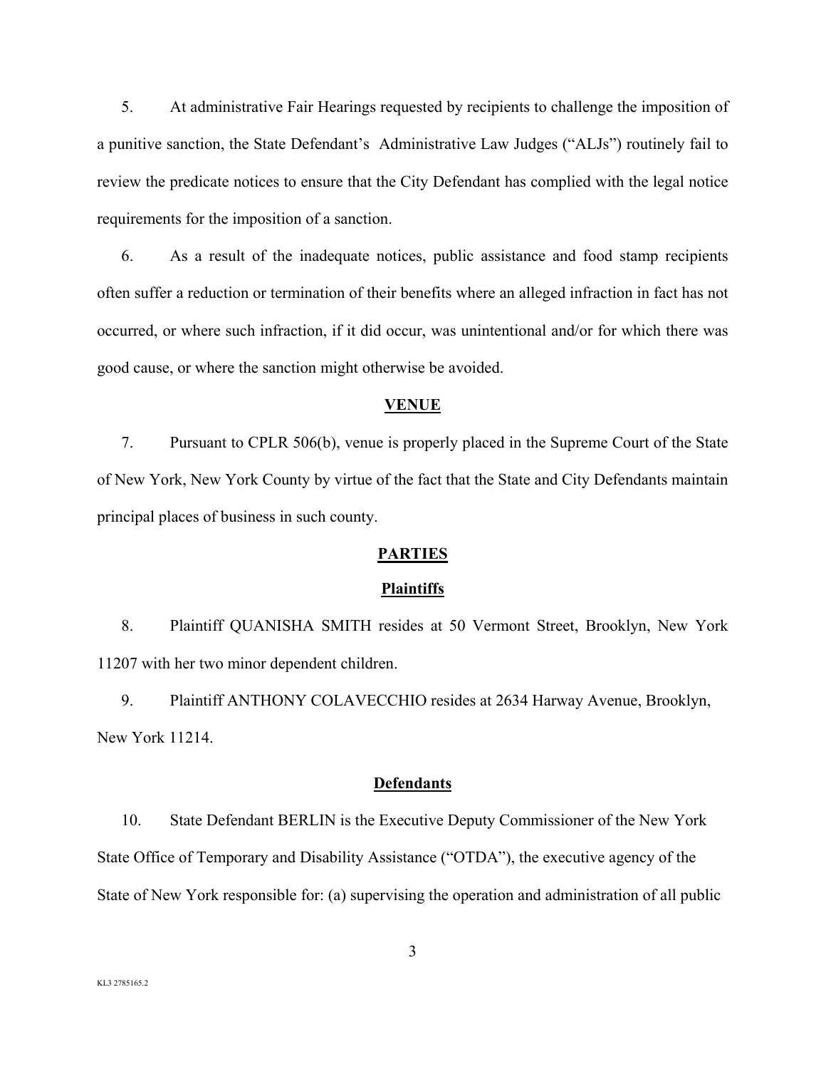5. At administrative Fair Hearings requested by recipients to challenge the imposition of a punitive sanction, the State Defendant's Administrative Law Judges ("ALJs") routinely fail to review the predicate notices to ensure that the City Defendant has complied with the legal notice requirements for the imposition of a sanction.

6. As a result of the inadequate notices, public assistance and food stamp recipients often suffer a reduction or termination of their benefits where an alleged infraction in fact has not occurred, or where such infraction, if it did occur, was unintentional and/or for which there was good cause, or where the sanction might otherwise be avoided.

## VENUE

7. Pursuant to CPLR 506(b), venue is properly placed in the Supreme Court of the State of New York, New York County by virtue of the fact that the State and City Defendants maintain principal places of business in such county.

## PARTIES

### Plaintiffs

8. Plaintiff QUANISHA SMITH resides at 50 Vermont Street, Brooklyn, New York 11207 with her two minor dependent children.

9. Plaintiff ANTHONY COLAVECCHIO resides at 2634 Harway Avenue, Brooklyn, New York 11214.

### Defendants

10. State Defendant BERLIN is the Executive Deputy Commissioner of the New York State Office of Temporary and Disability Assistance ("OTDA"), the executive agency of the State of New York responsible for: (a) supervising the operation and administration of all public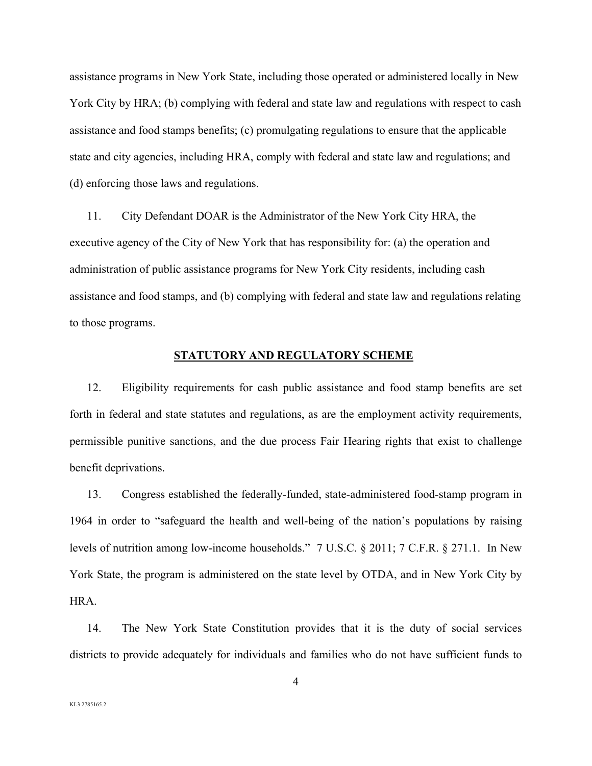assistance programs in New York State, including those operated or administered locally in New York City by HRA; (b) complying with federal and state law and regulations with respect to cash assistance and food stamps benefits; (c) promulgating regulations to ensure that the applicable state and city agencies, including HRA, comply with federal and state law and regulations; and (d) enforcing those laws and regulations.

11. City Defendant DOAR is the Administrator of the New York City HRA, the executive agency of the City of New York that has responsibility for: (a) the operation and administration of public assistance programs for New York City residents, including cash assistance and food stamps, and (b) complying with federal and state law and regulations relating to those programs.

## STATUTORY AND REGULATORY SCHEME

12. Eligibility requirements for cash public assistance and food stamp benefits are set forth in federal and state statutes and regulations, as are the employment activity requirements, permissible punitive sanctions, and the due process Fair Hearing rights that exist to challenge benefit deprivations.

13. Congress established the federally-funded, state-administered food-stamp program in 1964 in order to "safeguard the health and well-being of the nation's populations by raising levels of nutrition among low-income households." 7 U.S.C. § 2011; 7 C.F.R. § 271.1. In New York State, the program is administered on the state level by OTDA, and in New York City by HRA.

14. The New York State Constitution provides that it is the duty of social services districts to provide adequately for individuals and families who do not have sufficient funds to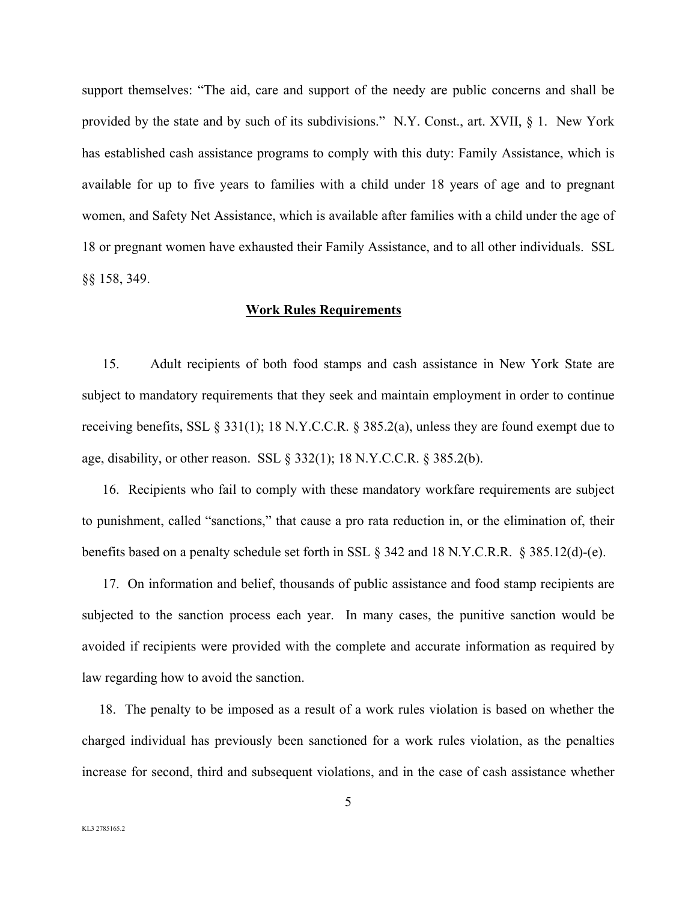support themselves: "The aid, care and support of the needy are public concerns and shall be provided by the state and by such of its subdivisions." N.Y. Const., art. XVII, § 1. New York has established cash assistance programs to comply with this duty: Family Assistance, which is available for up to five years to families with a child under 18 years of age and to pregnant women, and Safety Net Assistance, which is available after families with a child under the age of 18 or pregnant women have exhausted their Family Assistance, and to all other individuals. SSL §§ 158, 349.

**Work Rules Requirements**

15. Adult recipients of both food stamps and cash assistance in New York State are subject to mandatory requirements that they seek and maintain employment in order to continue receiving benefits, SSL § 331(1); 18 N.Y.C.C.R. § 385.2(a), unless they are found exempt due to age, disability, or other reason. SSL § 332(1); 18 N.Y.C.C.R. § 385.2(b).

16. Recipients who fail to comply with these mandatory workfare requirements are subject to punishment, called "sanctions," that cause a pro rata reduction in, or the elimination of, their benefits based on a penalty schedule set forth in SSL § 342 and 18 N.Y.C.R.R. § 385.12(d)-(e).

17. On information and belief, thousands of public assistance and food stamp recipients are subjected to the sanction process each year. In many cases, the punitive sanction would be avoided if recipients were provided with the complete and accurate information as required by law regarding how to avoid the sanction.

18. The penalty to be imposed as a result of a work rules violation is based on whether the charged individual has previously been sanctioned for a work rules violation, as the penalties increase for second, third and subsequent violations, and in the case of cash assistance whether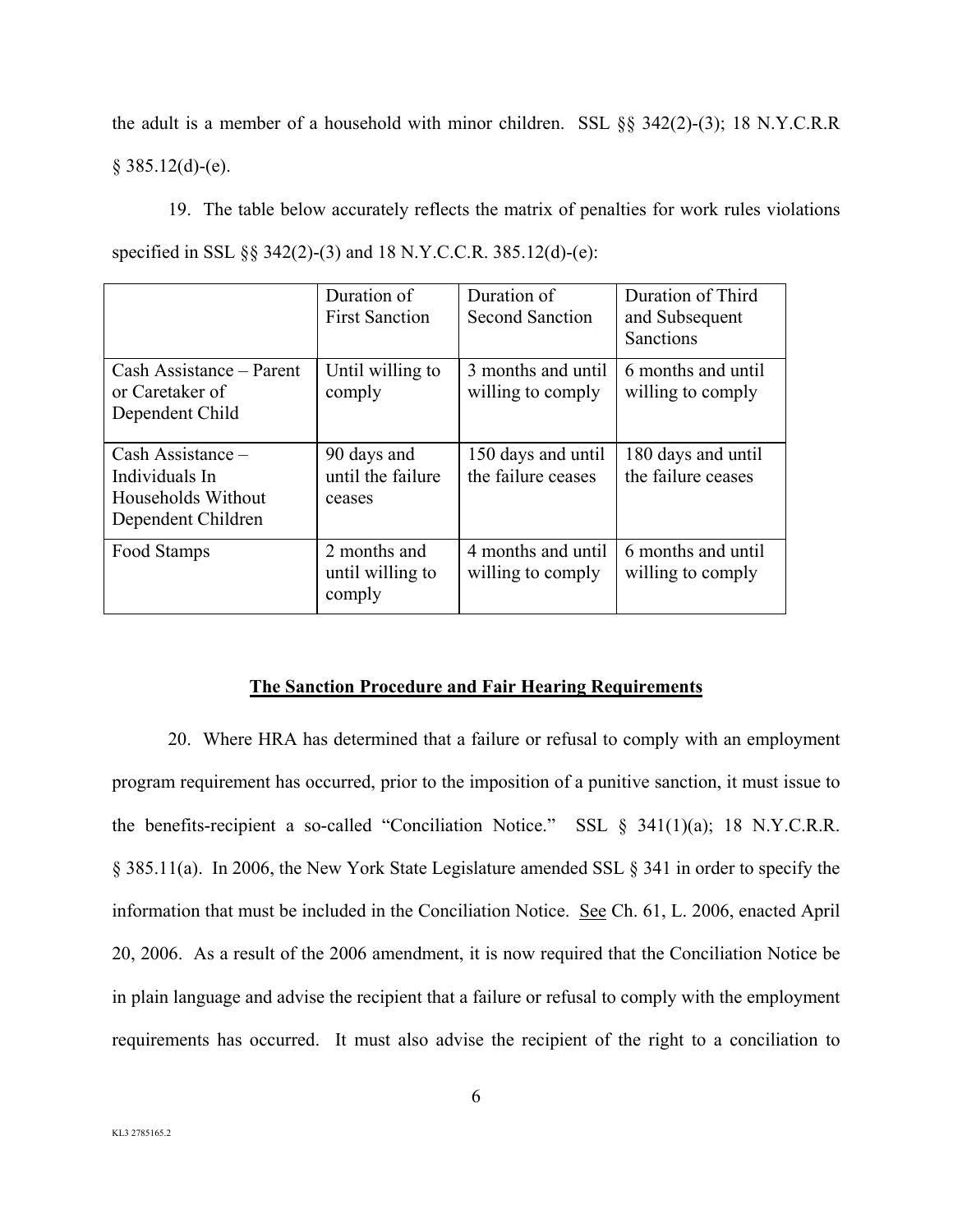the adult is a member of a household with minor children. SSL §§ 342(2)-(3); 18 N.Y.C.R.R § 385.12(d)-(e).

19. The table below accurately reflects the matrix of penalties for work rules violations specified in SSL §§ 342(2)-(3) and 18 N.Y.C.C.R. 385.12(d)-(e):

| | Duration of First Sanction | Duration of Second Sanction | Duration of Third and Subsequent Sanctions |
|---|---|---|---|
| Cash Assistance – Parent or Caretaker of Dependent Child | Until willing to comply | 3 months and until willing to comply | 6 months and until willing to comply |
| Cash Assistance – Individuals In Households Without Dependent Children | 90 days and until the failure ceases | 150 days and until the failure ceases | 180 days and until the failure ceases |
| Food Stamps | 2 months and until willing to comply | 4 months and until willing to comply | 6 months and until willing to comply |

## <u>The Sanction Procedure and Fair Hearing Requirements</u>

20. Where HRA has determined that a failure or refusal to comply with an employment program requirement has occurred, prior to the imposition of a punitive sanction, it must issue to the benefits-recipient a so-called "Conciliation Notice." SSL § 341(1)(a); 18 N.Y.C.R.R. § 385.11(a). In 2006, the New York State Legislature amended SSL § 341 in order to specify the information that must be included in the Conciliation Notice. <u>See</u> Ch. 61, L. 2006, enacted April 20, 2006. As a result of the 2006 amendment, it is now required that the Conciliation Notice be in plain language and advise the recipient that a failure or refusal to comply with the employment requirements has occurred. It must also advise the recipient of the right to a conciliation to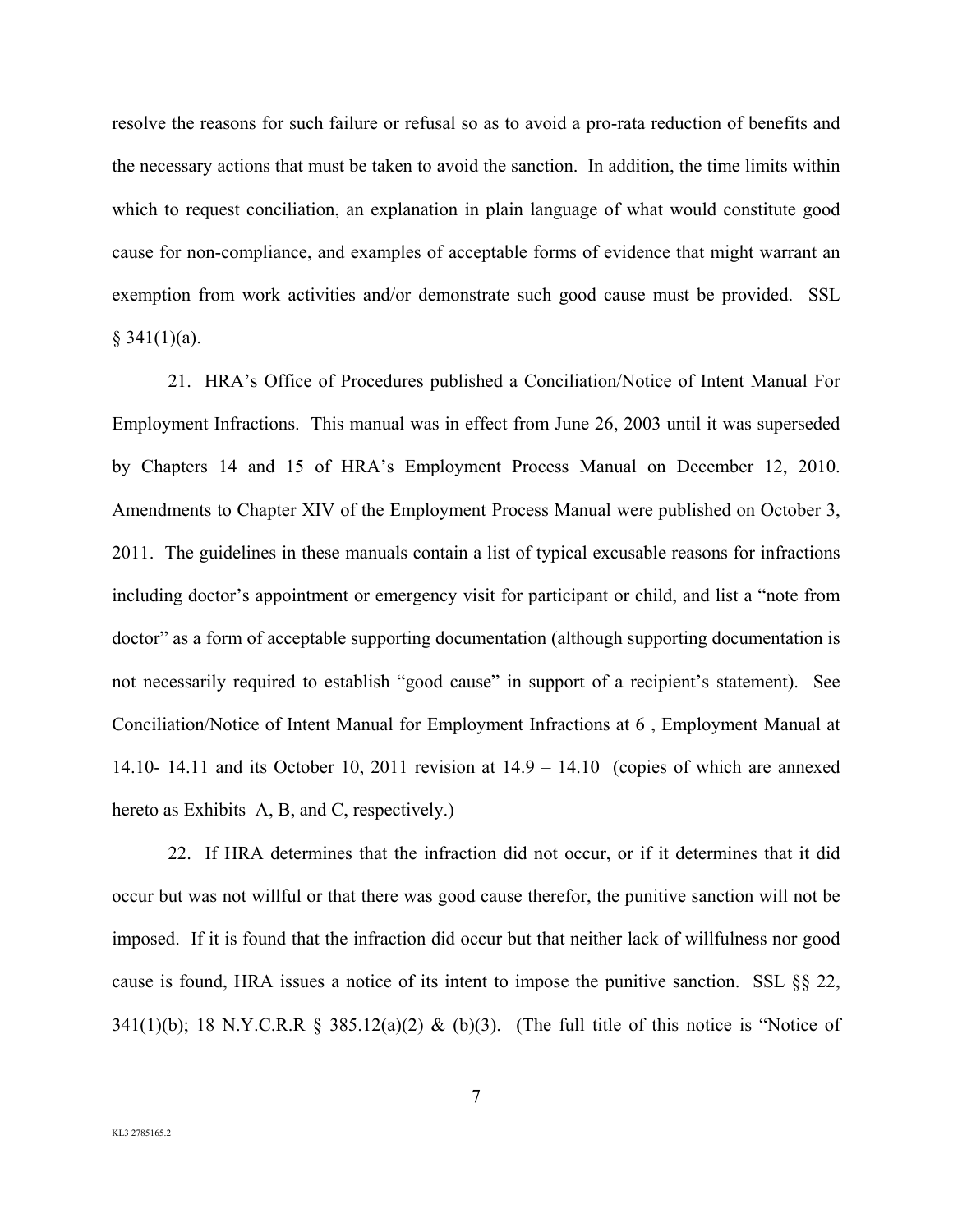resolve the reasons for such failure or refusal so as to avoid a pro-rata reduction of benefits and the necessary actions that must be taken to avoid the sanction. In addition, the time limits within which to request conciliation, an explanation in plain language of what would constitute good cause for non-compliance, and examples of acceptable forms of evidence that might warrant an exemption from work activities and/or demonstrate such good cause must be provided. SSL § 341(1)(a).

21. HRA's Office of Procedures published a Conciliation/Notice of Intent Manual For Employment Infractions. This manual was in effect from June 26, 2003 until it was superseded by Chapters 14 and 15 of HRA's Employment Process Manual on December 12, 2010. Amendments to Chapter XIV of the Employment Process Manual were published on October 3, 2011. The guidelines in these manuals contain a list of typical excusable reasons for infractions including doctor's appointment or emergency visit for participant or child, and list a "note from doctor" as a form of acceptable supporting documentation (although supporting documentation is not necessarily required to establish "good cause" in support of a recipient's statement). See Conciliation/Notice of Intent Manual for Employment Infractions at 6 , Employment Manual at 14.10- 14.11 and its October 10, 2011 revision at 14.9 – 14.10 (copies of which are annexed hereto as Exhibits A, B, and C, respectively.)

22. If HRA determines that the infraction did not occur, or if it determines that it did occur but was not willful or that there was good cause therefor, the punitive sanction will not be imposed. If it is found that the infraction did occur but that neither lack of willfulness nor good cause is found, HRA issues a notice of its intent to impose the punitive sanction. SSL §§ 22, 341(1)(b); 18 N.Y.C.R.R § 385.12(a)(2) & (b)(3). (The full title of this notice is "Notice of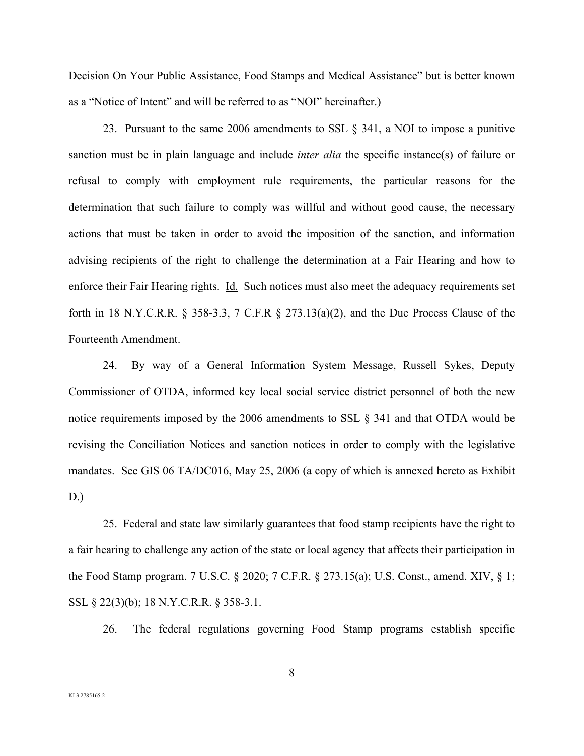Decision On Your Public Assistance, Food Stamps and Medical Assistance" but is better known as a "Notice of Intent" and will be referred to as "NOI" hereinafter.)

23. Pursuant to the same 2006 amendments to SSL § 341, a NOI to impose a punitive sanction must be in plain language and include *inter alia* the specific instance(s) of failure or refusal to comply with employment rule requirements, the particular reasons for the determination that such failure to comply was willful and without good cause, the necessary actions that must be taken in order to avoid the imposition of the sanction, and information advising recipients of the right to challenge the determination at a Fair Hearing and how to enforce their Fair Hearing rights. Id. Such notices must also meet the adequacy requirements set forth in 18 N.Y.C.R.R. § 358-3.3, 7 C.F.R § 273.13(a)(2), and the Due Process Clause of the Fourteenth Amendment.

24. By way of a General Information System Message, Russell Sykes, Deputy Commissioner of OTDA, informed key local social service district personnel of both the new notice requirements imposed by the 2006 amendments to SSL § 341 and that OTDA would be revising the Conciliation Notices and sanction notices in order to comply with the legislative mandates. See GIS 06 TA/DC016, May 25, 2006 (a copy of which is annexed hereto as Exhibit D.)

25. Federal and state law similarly guarantees that food stamp recipients have the right to a fair hearing to challenge any action of the state or local agency that affects their participation in the Food Stamp program. 7 U.S.C. § 2020; 7 C.F.R. § 273.15(a); U.S. Const., amend. XIV, § 1; SSL § 22(3)(b); 18 N.Y.C.R.R. § 358-3.1.

26. The federal regulations governing Food Stamp programs establish specific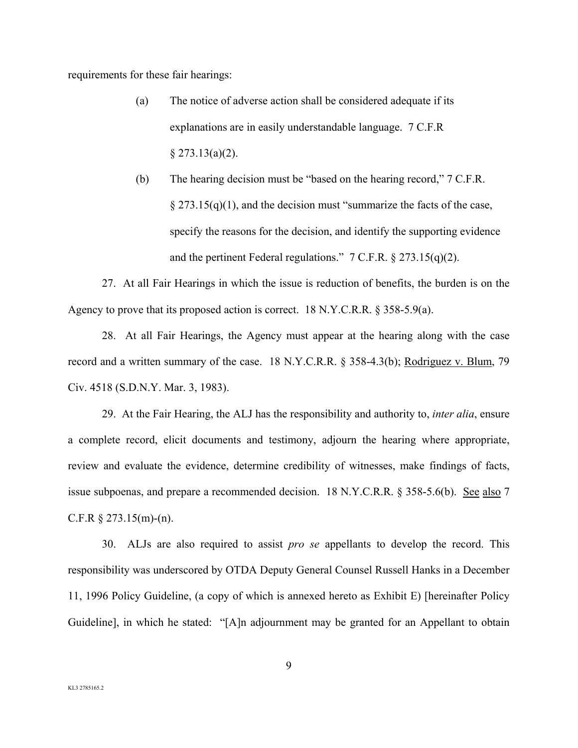requirements for these fair hearings:

(a) The notice of adverse action shall be considered adequate if its explanations are in easily understandable language. 7 C.F.R § 273.13(a)(2).

(b) The hearing decision must be "based on the hearing record," 7 C.F.R. § 273.15(q)(1), and the decision must "summarize the facts of the case, specify the reasons for the decision, and identify the supporting evidence and the pertinent Federal regulations." 7 C.F.R. § 273.15(q)(2).

27. At all Fair Hearings in which the issue is reduction of benefits, the burden is on the Agency to prove that its proposed action is correct. 18 N.Y.C.R.R. § 358-5.9(a).

28. At all Fair Hearings, the Agency must appear at the hearing along with the case record and a written summary of the case. 18 N.Y.C.R.R. § 358-4.3(b); Rodriguez v. Blum, 79 Civ. 4518 (S.D.N.Y. Mar. 3, 1983).

29. At the Fair Hearing, the ALJ has the responsibility and authority to, *inter alia*, ensure a complete record, elicit documents and testimony, adjourn the hearing where appropriate, review and evaluate the evidence, determine credibility of witnesses, make findings of facts, issue subpoenas, and prepare a recommended decision. 18 N.Y.C.R.R. § 358-5.6(b). See also 7 C.F.R § 273.15(m)-(n).

30. ALJs are also required to assist *pro se* appellants to develop the record. This responsibility was underscored by OTDA Deputy General Counsel Russell Hanks in a December 11, 1996 Policy Guideline, (a copy of which is annexed hereto as Exhibit E) [hereinafter Policy Guideline], in which he stated: "[A]n adjournment may be granted for an Appellant to obtain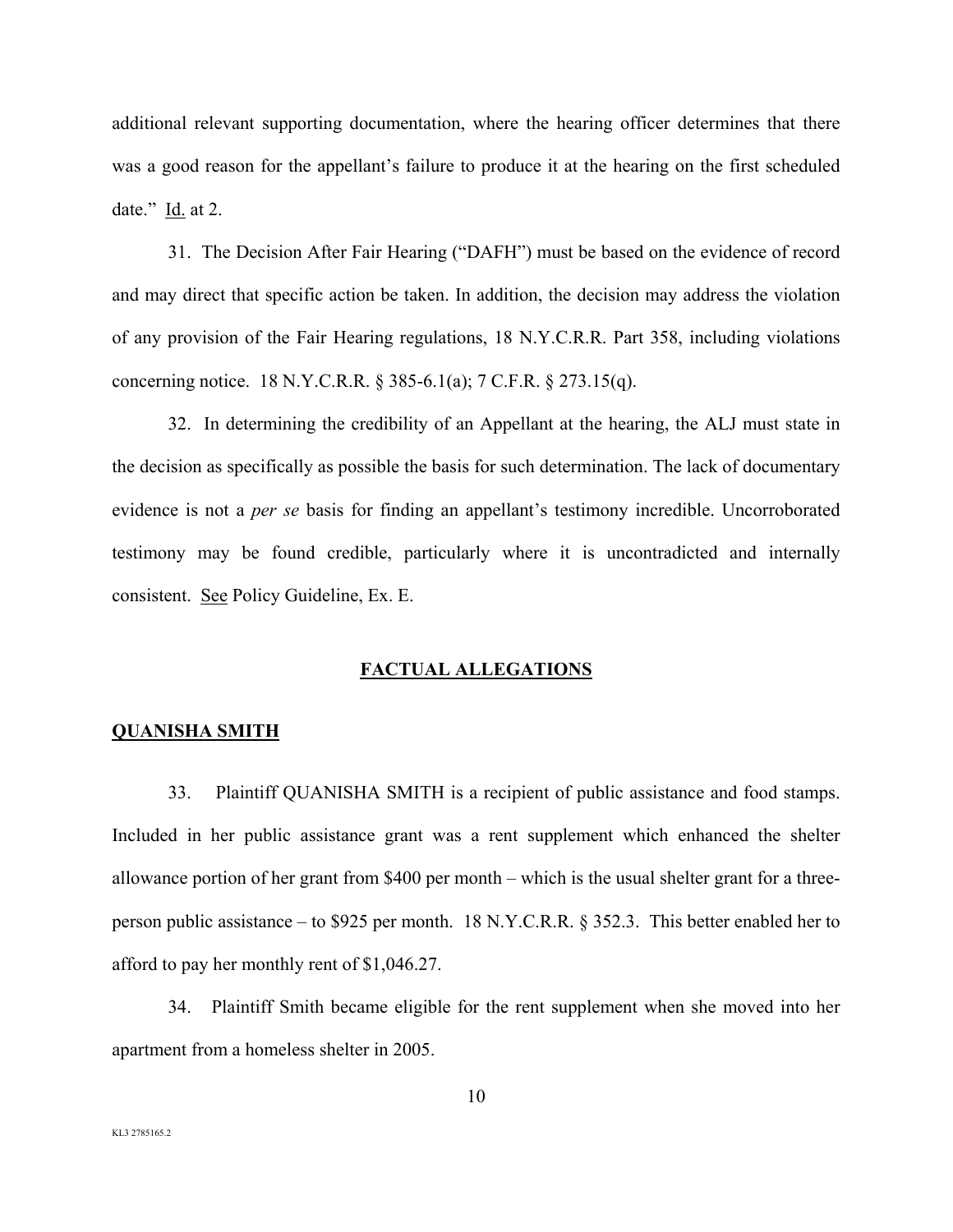additional relevant supporting documentation, where the hearing officer determines that there was a good reason for the appellant's failure to produce it at the hearing on the first scheduled date." Id. at 2.

31. The Decision After Fair Hearing ("DAFH") must be based on the evidence of record and may direct that specific action be taken. In addition, the decision may address the violation of any provision of the Fair Hearing regulations, 18 N.Y.C.R.R. Part 358, including violations concerning notice. 18 N.Y.C.R.R. § 385-6.1(a); 7 C.F.R. § 273.15(q).

32. In determining the credibility of an Appellant at the hearing, the ALJ must state in the decision as specifically as possible the basis for such determination. The lack of documentary evidence is not a *per se* basis for finding an appellant's testimony incredible. Uncorroborated testimony may be found credible, particularly where it is uncontradicted and internally consistent. See Policy Guideline, Ex. E.

## FACTUAL ALLEGATIONS

### QUANISHA SMITH

33. Plaintiff QUANISHA SMITH is a recipient of public assistance and food stamps. Included in her public assistance grant was a rent supplement which enhanced the shelter allowance portion of her grant from $400 per month – which is the usual shelter grant for a three-person public assistance – to $925 per month. 18 N.Y.C.R.R. § 352.3. This better enabled her to afford to pay her monthly rent of $1,046.27.

34. Plaintiff Smith became eligible for the rent supplement when she moved into her apartment from a homeless shelter in 2005.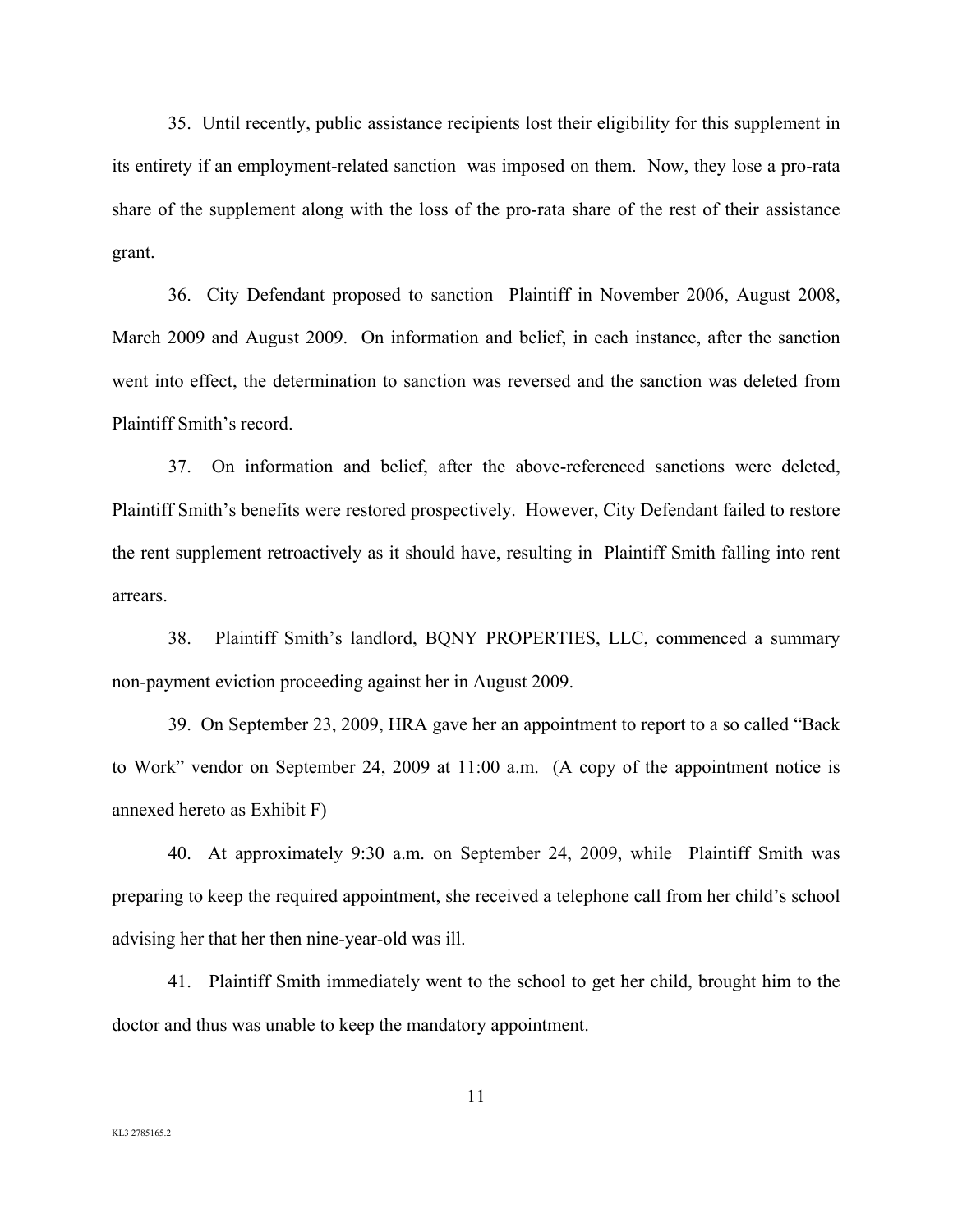35. Until recently, public assistance recipients lost their eligibility for this supplement in its entirety if an employment-related sanction was imposed on them. Now, they lose a pro-rata share of the supplement along with the loss of the pro-rata share of the rest of their assistance grant.

36. City Defendant proposed to sanction Plaintiff in November 2006, August 2008, March 2009 and August 2009. On information and belief, in each instance, after the sanction went into effect, the determination to sanction was reversed and the sanction was deleted from Plaintiff Smith's record.

37. On information and belief, after the above-referenced sanctions were deleted, Plaintiff Smith's benefits were restored prospectively. However, City Defendant failed to restore the rent supplement retroactively as it should have, resulting in Plaintiff Smith falling into rent arrears.

38. Plaintiff Smith's landlord, BQNY PROPERTIES, LLC, commenced a summary non-payment eviction proceeding against her in August 2009.

39. On September 23, 2009, HRA gave her an appointment to report to a so called "Back to Work" vendor on September 24, 2009 at 11:00 a.m. (A copy of the appointment notice is annexed hereto as Exhibit F)

40. At approximately 9:30 a.m. on September 24, 2009, while Plaintiff Smith was preparing to keep the required appointment, she received a telephone call from her child's school advising her that her then nine-year-old was ill.

41. Plaintiff Smith immediately went to the school to get her child, brought him to the doctor and thus was unable to keep the mandatory appointment.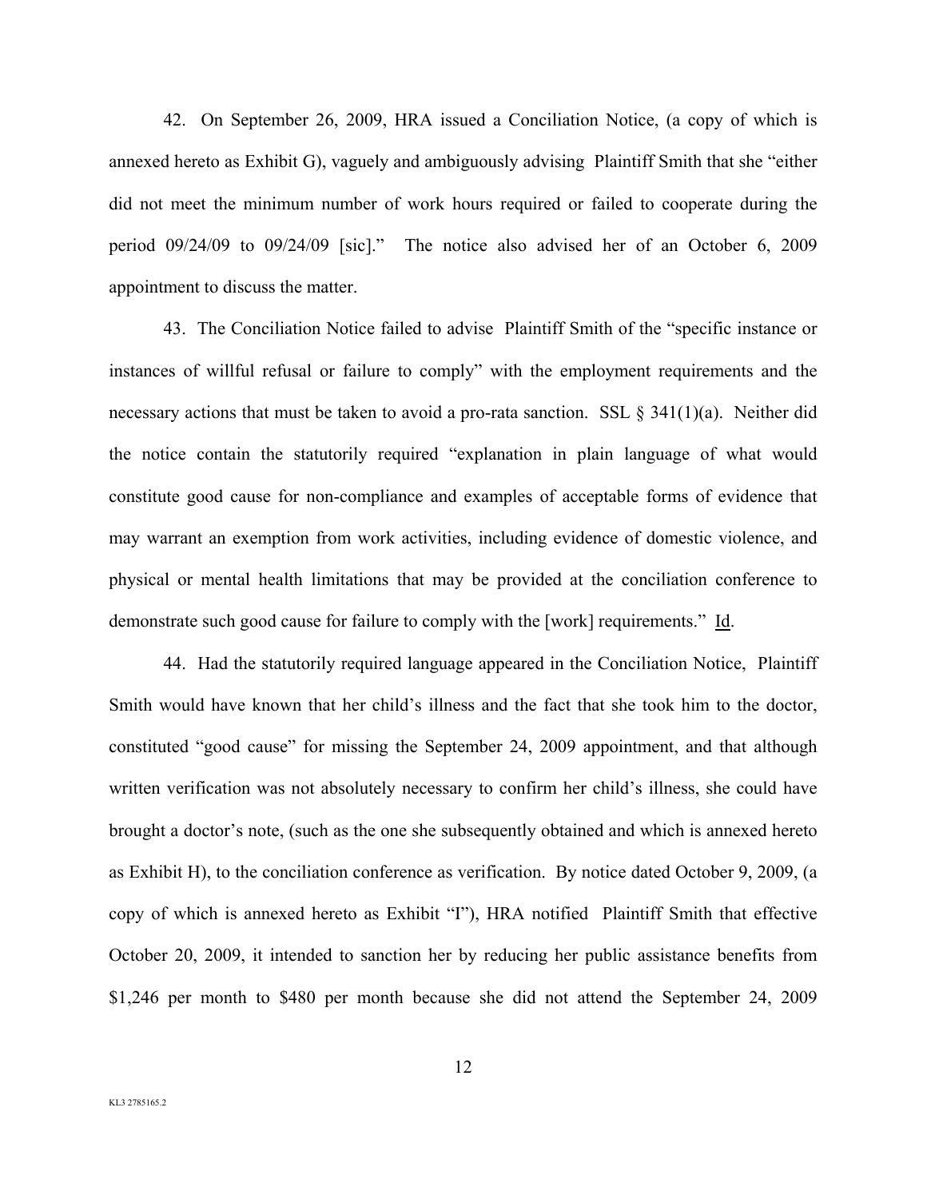42. On September 26, 2009, HRA issued a Conciliation Notice, (a copy of which is annexed hereto as Exhibit G), vaguely and ambiguously advising Plaintiff Smith that she "either did not meet the minimum number of work hours required or failed to cooperate during the period 09/24/09 to 09/24/09 [sic]." The notice also advised her of an October 6, 2009 appointment to discuss the matter.

43. The Conciliation Notice failed to advise Plaintiff Smith of the "specific instance or instances of willful refusal or failure to comply" with the employment requirements and the necessary actions that must be taken to avoid a pro-rata sanction. SSL § 341(1)(a). Neither did the notice contain the statutorily required "explanation in plain language of what would constitute good cause for non-compliance and examples of acceptable forms of evidence that may warrant an exemption from work activities, including evidence of domestic violence, and physical or mental health limitations that may be provided at the conciliation conference to demonstrate such good cause for failure to comply with the [work] requirements." Id.

44. Had the statutorily required language appeared in the Conciliation Notice, Plaintiff Smith would have known that her child's illness and the fact that she took him to the doctor, constituted "good cause" for missing the September 24, 2009 appointment, and that although written verification was not absolutely necessary to confirm her child's illness, she could have brought a doctor's note, (such as the one she subsequently obtained and which is annexed hereto as Exhibit H), to the conciliation conference as verification. By notice dated October 9, 2009, (a copy of which is annexed hereto as Exhibit "I"), HRA notified Plaintiff Smith that effective October 20, 2009, it intended to sanction her by reducing her public assistance benefits from $1,246 per month to $480 per month because she did not attend the September 24, 2009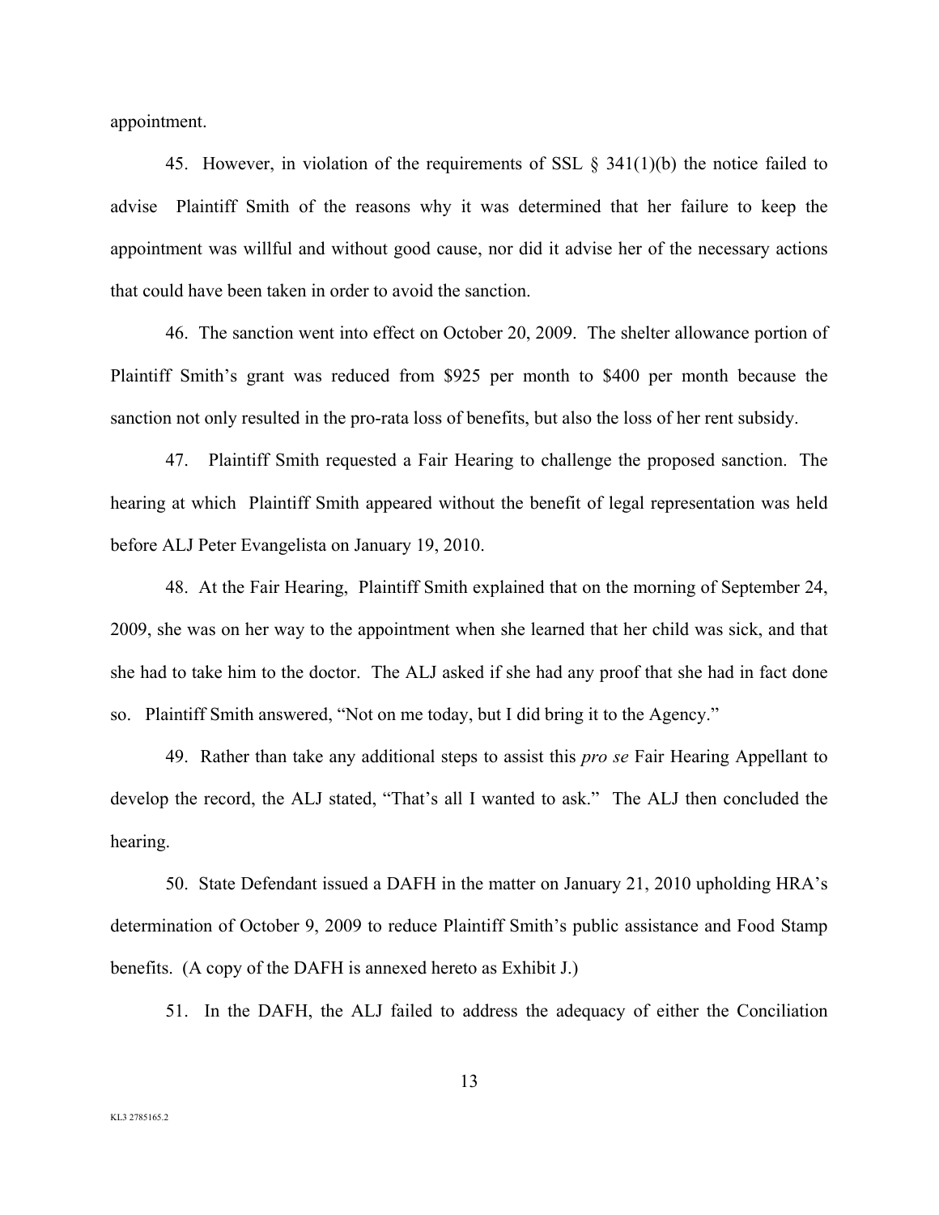appointment.

45. However, in violation of the requirements of SSL § 341(1)(b) the notice failed to advise Plaintiff Smith of the reasons why it was determined that her failure to keep the appointment was willful and without good cause, nor did it advise her of the necessary actions that could have been taken in order to avoid the sanction.

46. The sanction went into effect on October 20, 2009. The shelter allowance portion of Plaintiff Smith's grant was reduced from $925 per month to $400 per month because the sanction not only resulted in the pro-rata loss of benefits, but also the loss of her rent subsidy.

47. Plaintiff Smith requested a Fair Hearing to challenge the proposed sanction. The hearing at which Plaintiff Smith appeared without the benefit of legal representation was held before ALJ Peter Evangelista on January 19, 2010.

48. At the Fair Hearing, Plaintiff Smith explained that on the morning of September 24, 2009, she was on her way to the appointment when she learned that her child was sick, and that she had to take him to the doctor. The ALJ asked if she had any proof that she had in fact done so. Plaintiff Smith answered, "Not on me today, but I did bring it to the Agency."

49. Rather than take any additional steps to assist this *pro se* Fair Hearing Appellant to develop the record, the ALJ stated, "That's all I wanted to ask." The ALJ then concluded the hearing.

50. State Defendant issued a DAFH in the matter on January 21, 2010 upholding HRA's determination of October 9, 2009 to reduce Plaintiff Smith's public assistance and Food Stamp benefits. (A copy of the DAFH is annexed hereto as Exhibit J.)

51. In the DAFH, the ALJ failed to address the adequacy of either the Conciliation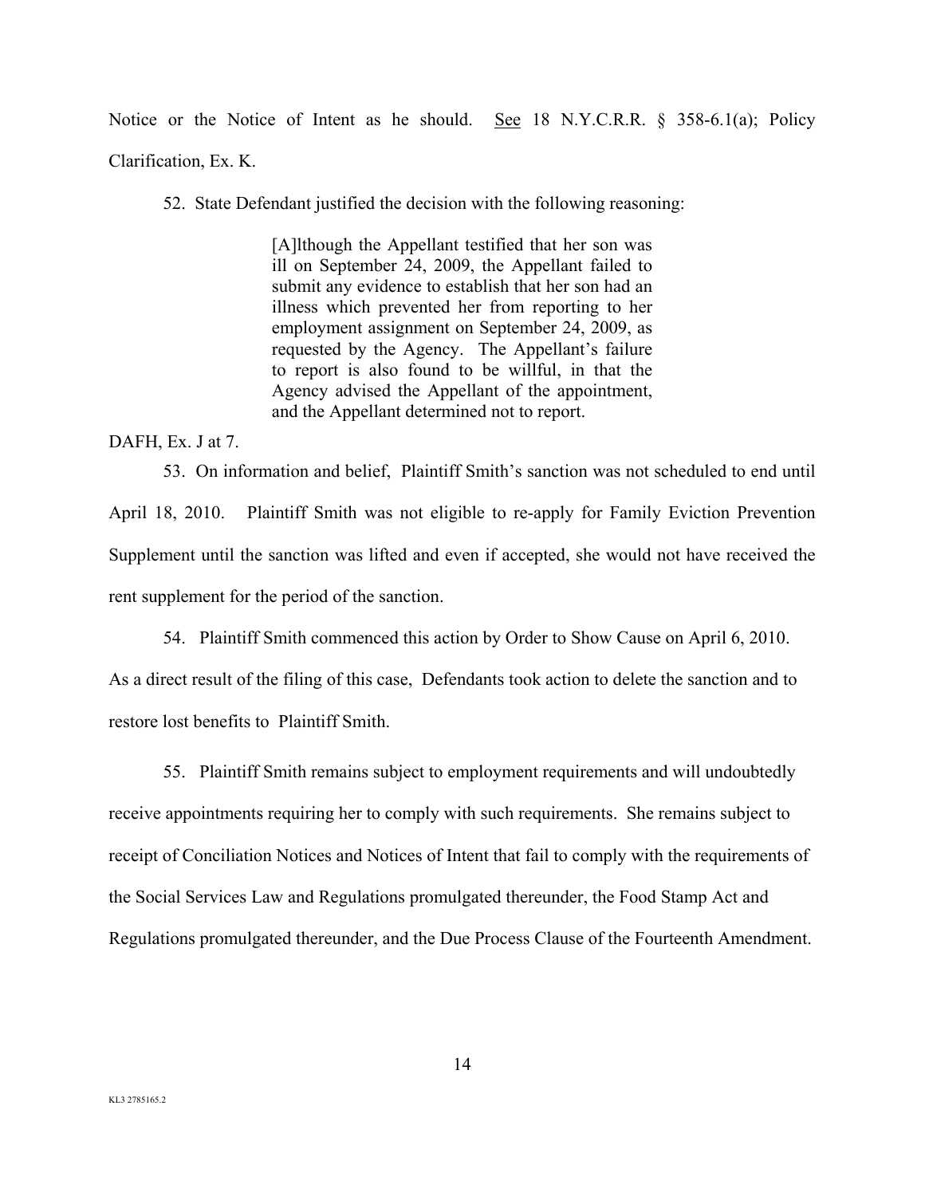Notice or the Notice of Intent as he should. See 18 N.Y.C.R.R. § 358-6.1(a); Policy Clarification, Ex. K.

52. State Defendant justified the decision with the following reasoning:

> [A]lthough the Appellant testified that her son was ill on September 24, 2009, the Appellant failed to submit any evidence to establish that her son had an illness which prevented her from reporting to her employment assignment on September 24, 2009, as requested by the Agency. The Appellant's failure to report is also found to be willful, in that the Agency advised the Appellant of the appointment, and the Appellant determined not to report.

DAFH, Ex. J at 7.

53. On information and belief, Plaintiff Smith's sanction was not scheduled to end until April 18, 2010. Plaintiff Smith was not eligible to re-apply for Family Eviction Prevention Supplement until the sanction was lifted and even if accepted, she would not have received the rent supplement for the period of the sanction.

54. Plaintiff Smith commenced this action by Order to Show Cause on April 6, 2010. As a direct result of the filing of this case, Defendants took action to delete the sanction and to restore lost benefits to Plaintiff Smith.

55. Plaintiff Smith remains subject to employment requirements and will undoubtedly receive appointments requiring her to comply with such requirements. She remains subject to receipt of Conciliation Notices and Notices of Intent that fail to comply with the requirements of the Social Services Law and Regulations promulgated thereunder, the Food Stamp Act and Regulations promulgated thereunder, and the Due Process Clause of the Fourteenth Amendment.

KL3 2785165.2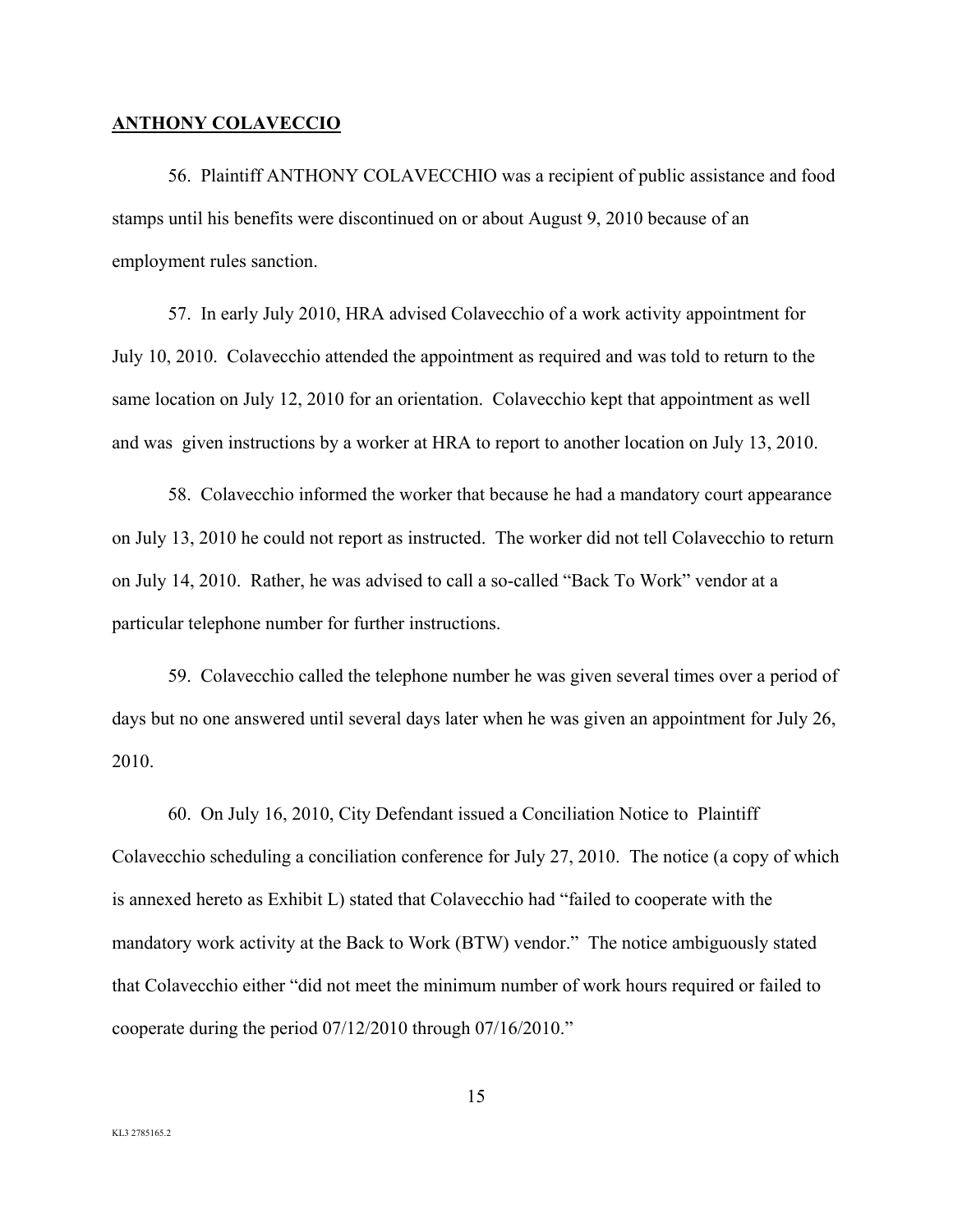**ANTHONY COLAVECCIO**

56. Plaintiff ANTHONY COLAVECCHIO was a recipient of public assistance and food stamps until his benefits were discontinued on or about August 9, 2010 because of an employment rules sanction.

57. In early July 2010, HRA advised Colavecchio of a work activity appointment for July 10, 2010. Colavecchio attended the appointment as required and was told to return to the same location on July 12, 2010 for an orientation. Colavecchio kept that appointment as well and was given instructions by a worker at HRA to report to another location on July 13, 2010.

58. Colavecchio informed the worker that because he had a mandatory court appearance on July 13, 2010 he could not report as instructed. The worker did not tell Colavecchio to return on July 14, 2010. Rather, he was advised to call a so-called "Back To Work" vendor at a particular telephone number for further instructions.

59. Colavecchio called the telephone number he was given several times over a period of days but no one answered until several days later when he was given an appointment for July 26, 2010.

60. On July 16, 2010, City Defendant issued a Conciliation Notice to Plaintiff Colavecchio scheduling a conciliation conference for July 27, 2010. The notice (a copy of which is annexed hereto as Exhibit L) stated that Colavecchio had "failed to cooperate with the mandatory work activity at the Back to Work (BTW) vendor." The notice ambiguously stated that Colavecchio either "did not meet the minimum number of work hours required or failed to cooperate during the period 07/12/2010 through 07/16/2010."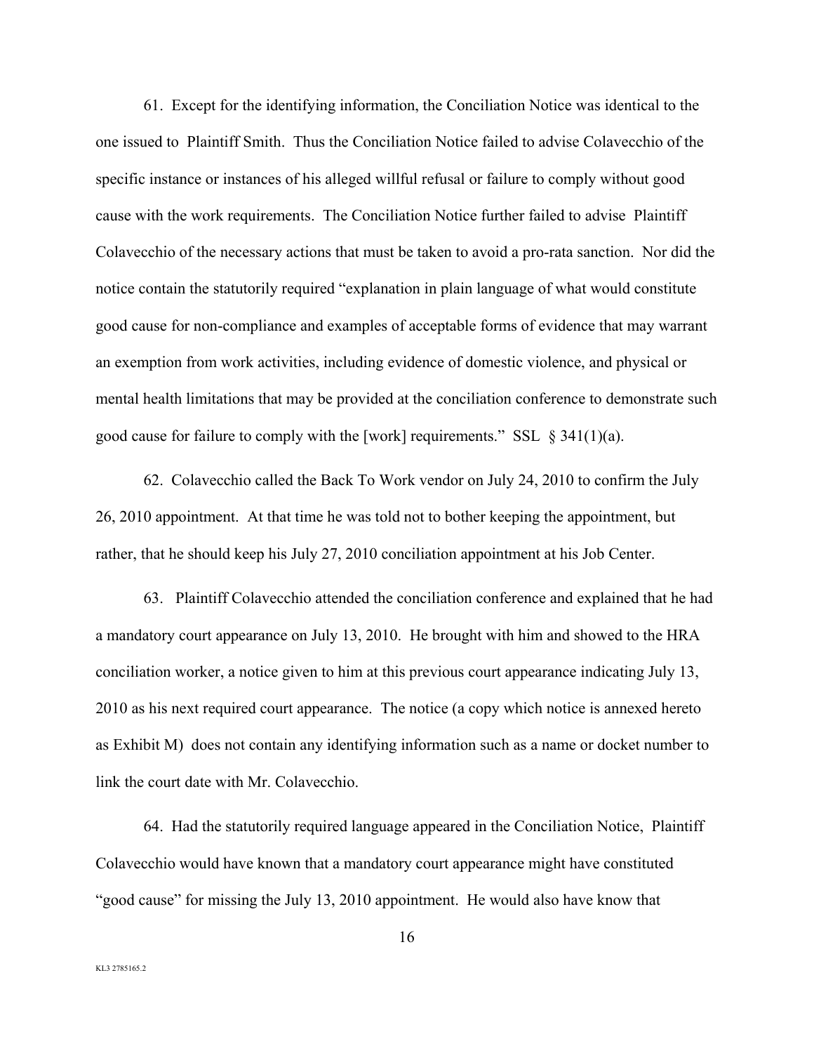61. Except for the identifying information, the Conciliation Notice was identical to the one issued to Plaintiff Smith. Thus the Conciliation Notice failed to advise Colavecchio of the specific instance or instances of his alleged willful refusal or failure to comply without good cause with the work requirements. The Conciliation Notice further failed to advise Plaintiff Colavecchio of the necessary actions that must be taken to avoid a pro-rata sanction. Nor did the notice contain the statutorily required "explanation in plain language of what would constitute good cause for non-compliance and examples of acceptable forms of evidence that may warrant an exemption from work activities, including evidence of domestic violence, and physical or mental health limitations that may be provided at the conciliation conference to demonstrate such good cause for failure to comply with the [work] requirements." SSL § 341(1)(a).

62. Colavecchio called the Back To Work vendor on July 24, 2010 to confirm the July 26, 2010 appointment. At that time he was told not to bother keeping the appointment, but rather, that he should keep his July 27, 2010 conciliation appointment at his Job Center.

63. Plaintiff Colavecchio attended the conciliation conference and explained that he had a mandatory court appearance on July 13, 2010. He brought with him and showed to the HRA conciliation worker, a notice given to him at this previous court appearance indicating July 13, 2010 as his next required court appearance. The notice (a copy which notice is annexed hereto as Exhibit M) does not contain any identifying information such as a name or docket number to link the court date with Mr. Colavecchio.

64. Had the statutorily required language appeared in the Conciliation Notice, Plaintiff Colavecchio would have known that a mandatory court appearance might have constituted "good cause" for missing the July 13, 2010 appointment. He would also have know that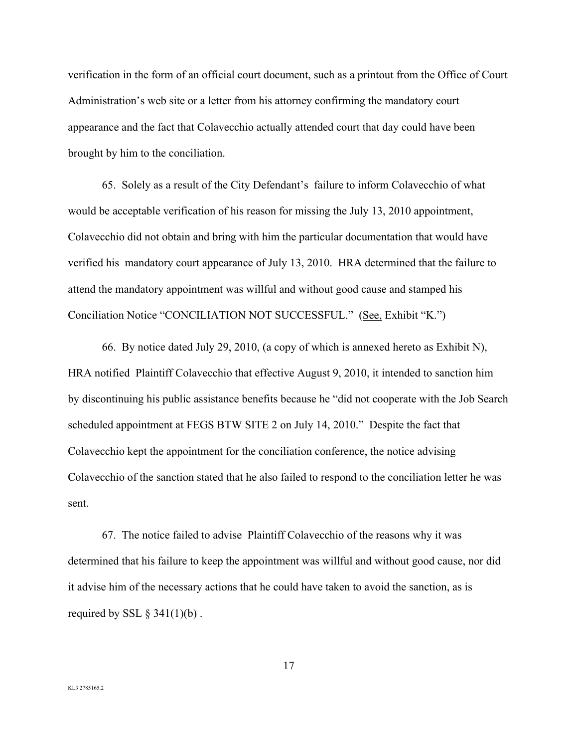verification in the form of an official court document, such as a printout from the Office of Court Administration's web site or a letter from his attorney confirming the mandatory court appearance and the fact that Colavecchio actually attended court that day could have been brought by him to the conciliation.

65. Solely as a result of the City Defendant's failure to inform Colavecchio of what would be acceptable verification of his reason for missing the July 13, 2010 appointment, Colavecchio did not obtain and bring with him the particular documentation that would have verified his mandatory court appearance of July 13, 2010. HRA determined that the failure to attend the mandatory appointment was willful and without good cause and stamped his Conciliation Notice "CONCILIATION NOT SUCCESSFUL." (See, Exhibit "K.")

66. By notice dated July 29, 2010, (a copy of which is annexed hereto as Exhibit N), HRA notified Plaintiff Colavecchio that effective August 9, 2010, it intended to sanction him by discontinuing his public assistance benefits because he "did not cooperate with the Job Search scheduled appointment at FEGS BTW SITE 2 on July 14, 2010." Despite the fact that Colavecchio kept the appointment for the conciliation conference, the notice advising Colavecchio of the sanction stated that he also failed to respond to the conciliation letter he was sent.

67. The notice failed to advise Plaintiff Colavecchio of the reasons why it was determined that his failure to keep the appointment was willful and without good cause, nor did it advise him of the necessary actions that he could have taken to avoid the sanction, as is required by SSL § 341(1)(b) .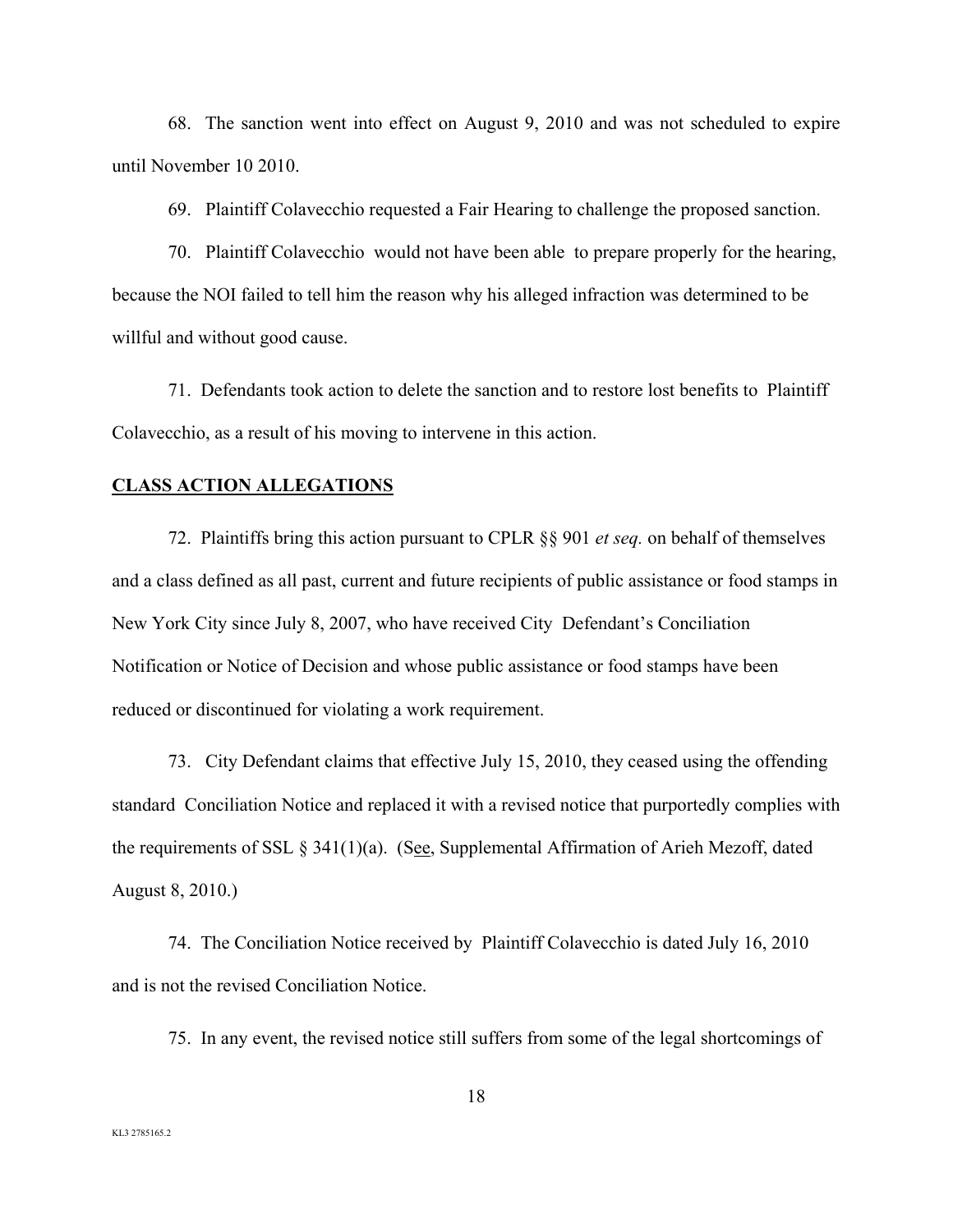68. The sanction went into effect on August 9, 2010 and was not scheduled to expire until November 10 2010.

69. Plaintiff Colavecchio requested a Fair Hearing to challenge the proposed sanction.

70. Plaintiff Colavecchio would not have been able to prepare properly for the hearing, because the NOI failed to tell him the reason why his alleged infraction was determined to be willful and without good cause.

71. Defendants took action to delete the sanction and to restore lost benefits to Plaintiff Colavecchio, as a result of his moving to intervene in this action.

## CLASS ACTION ALLEGATIONS

72. Plaintiffs bring this action pursuant to CPLR §§ 901 *et seq.* on behalf of themselves and a class defined as all past, current and future recipients of public assistance or food stamps in New York City since July 8, 2007, who have received City Defendant's Conciliation Notification or Notice of Decision and whose public assistance or food stamps have been reduced or discontinued for violating a work requirement.

73. City Defendant claims that effective July 15, 2010, they ceased using the offending standard Conciliation Notice and replaced it with a revised notice that purportedly complies with the requirements of SSL § 341(1)(a). (See, Supplemental Affirmation of Arieh Mezoff, dated August 8, 2010.)

74. The Conciliation Notice received by Plaintiff Colavecchio is dated July 16, 2010 and is not the revised Conciliation Notice.

75. In any event, the revised notice still suffers from some of the legal shortcomings of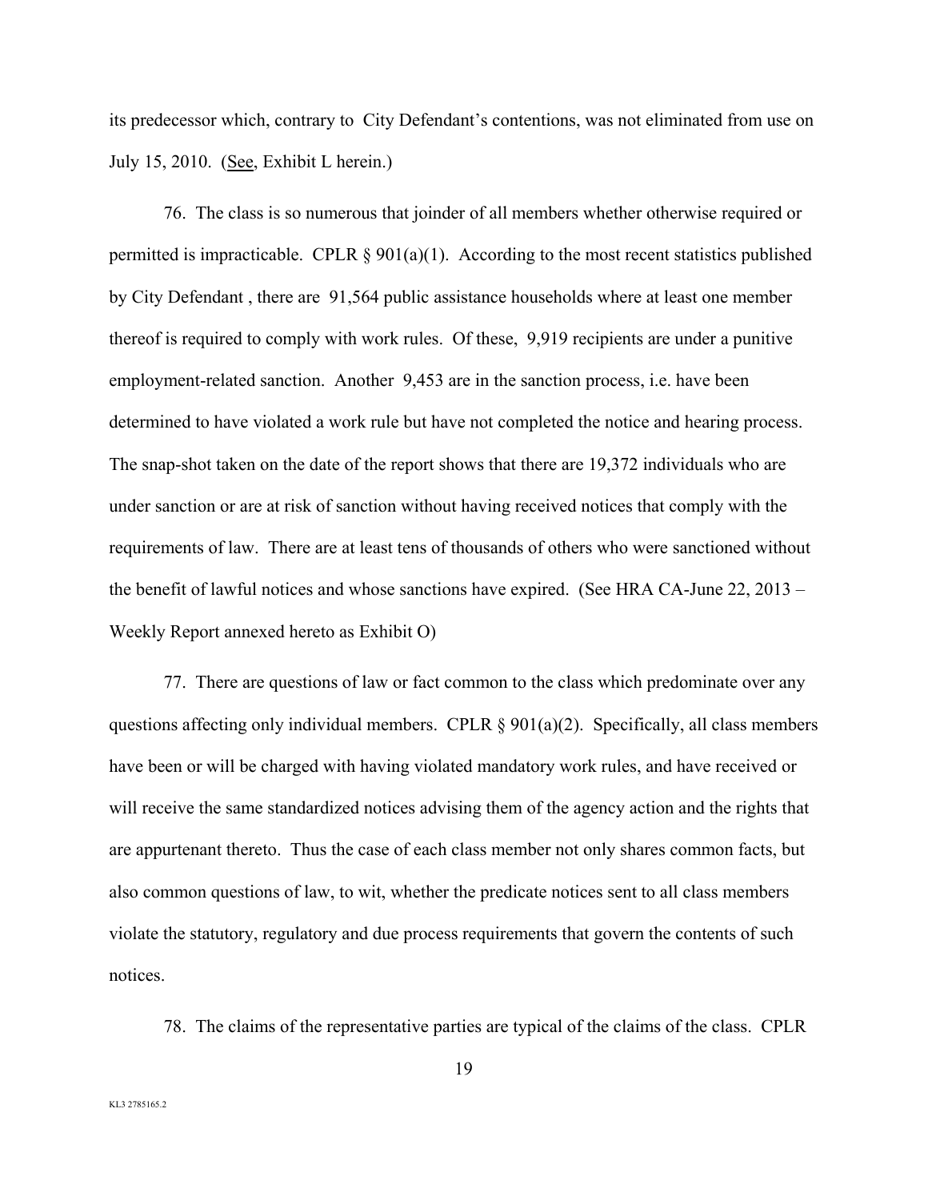its predecessor which, contrary to City Defendant's contentions, was not eliminated from use on July 15, 2010. (See, Exhibit L herein.)

76. The class is so numerous that joinder of all members whether otherwise required or permitted is impracticable. CPLR § 901(a)(1). According to the most recent statistics published by City Defendant , there are 91,564 public assistance households where at least one member thereof is required to comply with work rules. Of these, 9,919 recipients are under a punitive employment-related sanction. Another 9,453 are in the sanction process, i.e. have been determined to have violated a work rule but have not completed the notice and hearing process. The snap-shot taken on the date of the report shows that there are 19,372 individuals who are under sanction or are at risk of sanction without having received notices that comply with the requirements of law. There are at least tens of thousands of others who were sanctioned without the benefit of lawful notices and whose sanctions have expired. (See HRA CA-June 22, 2013 – Weekly Report annexed hereto as Exhibit O)

77. There are questions of law or fact common to the class which predominate over any questions affecting only individual members. CPLR § 901(a)(2). Specifically, all class members have been or will be charged with having violated mandatory work rules, and have received or will receive the same standardized notices advising them of the agency action and the rights that are appurtenant thereto. Thus the case of each class member not only shares common facts, but also common questions of law, to wit, whether the predicate notices sent to all class members violate the statutory, regulatory and due process requirements that govern the contents of such notices.

78. The claims of the representative parties are typical of the claims of the class. CPLR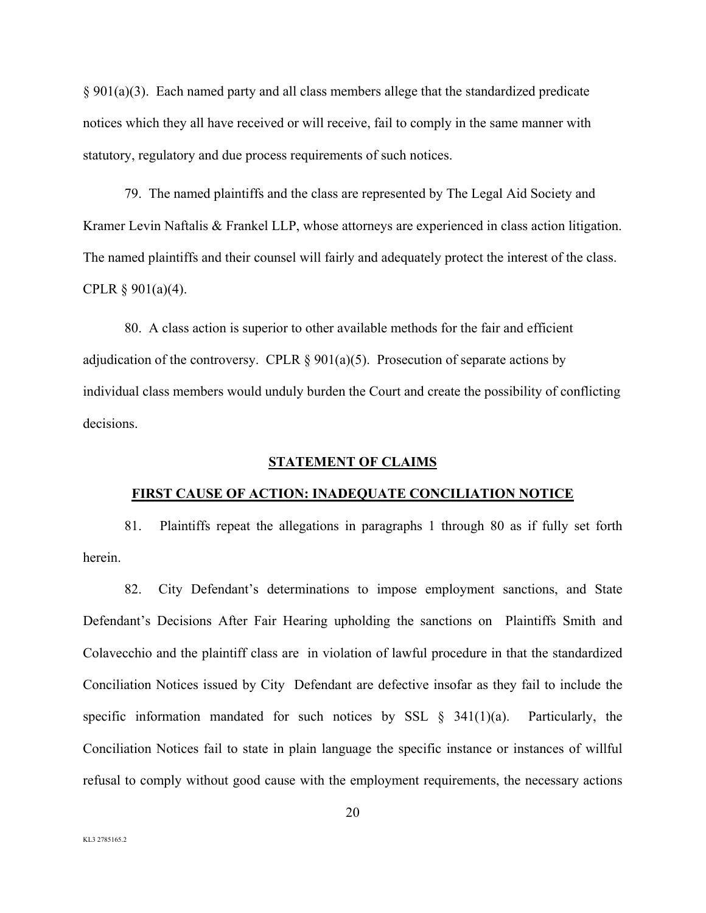§ 901(a)(3). Each named party and all class members allege that the standardized predicate notices which they all have received or will receive, fail to comply in the same manner with statutory, regulatory and due process requirements of such notices.

79. The named plaintiffs and the class are represented by The Legal Aid Society and Kramer Levin Naftalis & Frankel LLP, whose attorneys are experienced in class action litigation. The named plaintiffs and their counsel will fairly and adequately protect the interest of the class. CPLR § 901(a)(4).

80. A class action is superior to other available methods for the fair and efficient adjudication of the controversy. CPLR § 901(a)(5). Prosecution of separate actions by individual class members would unduly burden the Court and create the possibility of conflicting decisions.

## STATEMENT OF CLAIMS

### FIRST CAUSE OF ACTION: INADEQUATE CONCILIATION NOTICE

81. Plaintiffs repeat the allegations in paragraphs 1 through 80 as if fully set forth herein.

82. City Defendant's determinations to impose employment sanctions, and State Defendant's Decisions After Fair Hearing upholding the sanctions on Plaintiffs Smith and Colavecchio and the plaintiff class are in violation of lawful procedure in that the standardized Conciliation Notices issued by City Defendant are defective insofar as they fail to include the specific information mandated for such notices by SSL § 341(1)(a). Particularly, the Conciliation Notices fail to state in plain language the specific instance or instances of willful refusal to comply without good cause with the employment requirements, the necessary actions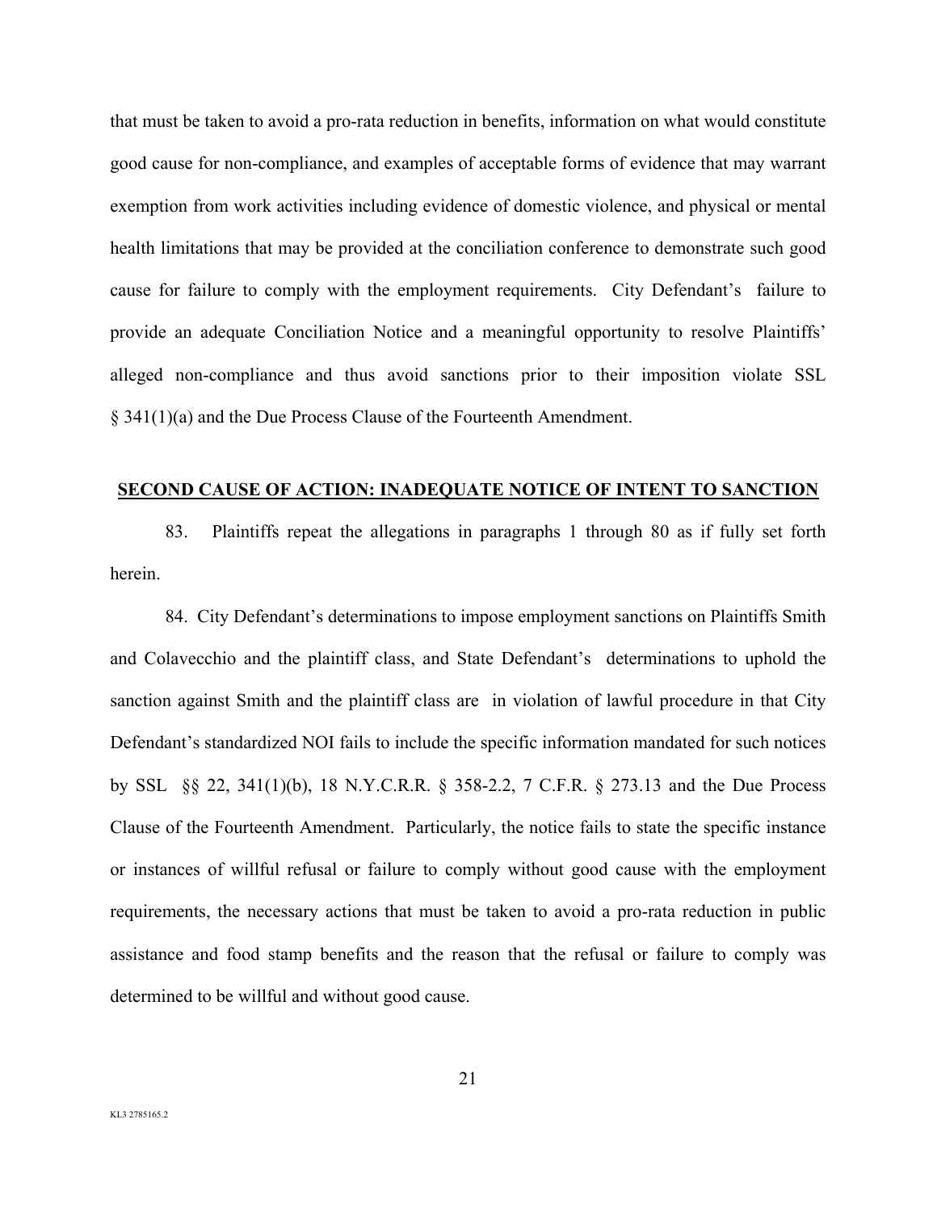that must be taken to avoid a pro-rata reduction in benefits, information on what would constitute good cause for non-compliance, and examples of acceptable forms of evidence that may warrant exemption from work activities including evidence of domestic violence, and physical or mental health limitations that may be provided at the conciliation conference to demonstrate such good cause for failure to comply with the employment requirements. City Defendant's failure to provide an adequate Conciliation Notice and a meaningful opportunity to resolve Plaintiffs' alleged non-compliance and thus avoid sanctions prior to their imposition violate SSL § 341(1)(a) and the Due Process Clause of the Fourteenth Amendment.

## SECOND CAUSE OF ACTION: INADEQUATE NOTICE OF INTENT TO SANCTION

83. Plaintiffs repeat the allegations in paragraphs 1 through 80 as if fully set forth herein.

84. City Defendant's determinations to impose employment sanctions on Plaintiffs Smith and Colavecchio and the plaintiff class, and State Defendant's determinations to uphold the sanction against Smith and the plaintiff class are in violation of lawful procedure in that City Defendant's standardized NOI fails to include the specific information mandated for such notices by SSL §§ 22, 341(1)(b), 18 N.Y.C.R.R. § 358-2.2, 7 C.F.R. § 273.13 and the Due Process Clause of the Fourteenth Amendment. Particularly, the notice fails to state the specific instance or instances of willful refusal or failure to comply without good cause with the employment requirements, the necessary actions that must be taken to avoid a pro-rata reduction in public assistance and food stamp benefits and the reason that the refusal or failure to comply was determined to be willful and without good cause.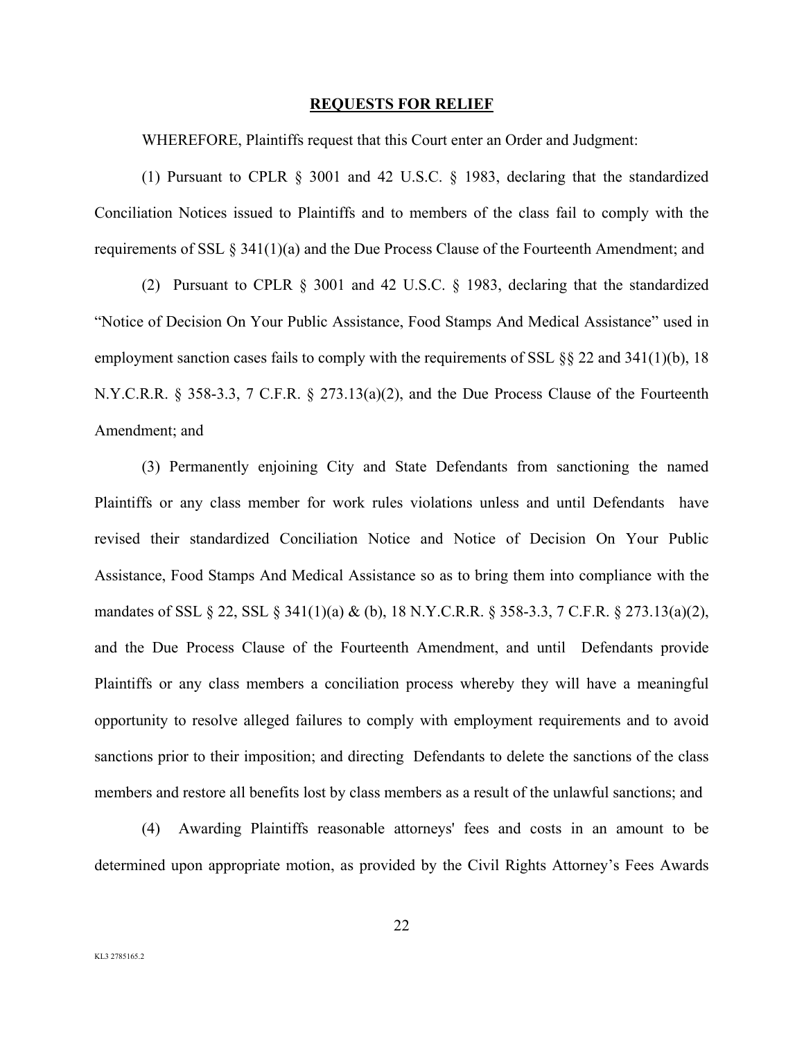## REQUESTS FOR RELIEF

WHEREFORE, Plaintiffs request that this Court enter an Order and Judgment:

(1) Pursuant to CPLR § 3001 and 42 U.S.C. § 1983, declaring that the standardized Conciliation Notices issued to Plaintiffs and to members of the class fail to comply with the requirements of SSL § 341(1)(a) and the Due Process Clause of the Fourteenth Amendment; and

(2) Pursuant to CPLR § 3001 and 42 U.S.C. § 1983, declaring that the standardized "Notice of Decision On Your Public Assistance, Food Stamps And Medical Assistance" used in employment sanction cases fails to comply with the requirements of SSL §§ 22 and 341(1)(b), 18 N.Y.C.R.R. § 358-3.3, 7 C.F.R. § 273.13(a)(2), and the Due Process Clause of the Fourteenth Amendment; and

(3) Permanently enjoining City and State Defendants from sanctioning the named Plaintiffs or any class member for work rules violations unless and until Defendants have revised their standardized Conciliation Notice and Notice of Decision On Your Public Assistance, Food Stamps And Medical Assistance so as to bring them into compliance with the mandates of SSL § 22, SSL § 341(1)(a) & (b), 18 N.Y.C.R.R. § 358-3.3, 7 C.F.R. § 273.13(a)(2), and the Due Process Clause of the Fourteenth Amendment, and until Defendants provide Plaintiffs or any class members a conciliation process whereby they will have a meaningful opportunity to resolve alleged failures to comply with employment requirements and to avoid sanctions prior to their imposition; and directing Defendants to delete the sanctions of the class members and restore all benefits lost by class members as a result of the unlawful sanctions; and

(4) Awarding Plaintiffs reasonable attorneys' fees and costs in an amount to be determined upon appropriate motion, as provided by the Civil Rights Attorney's Fees Awards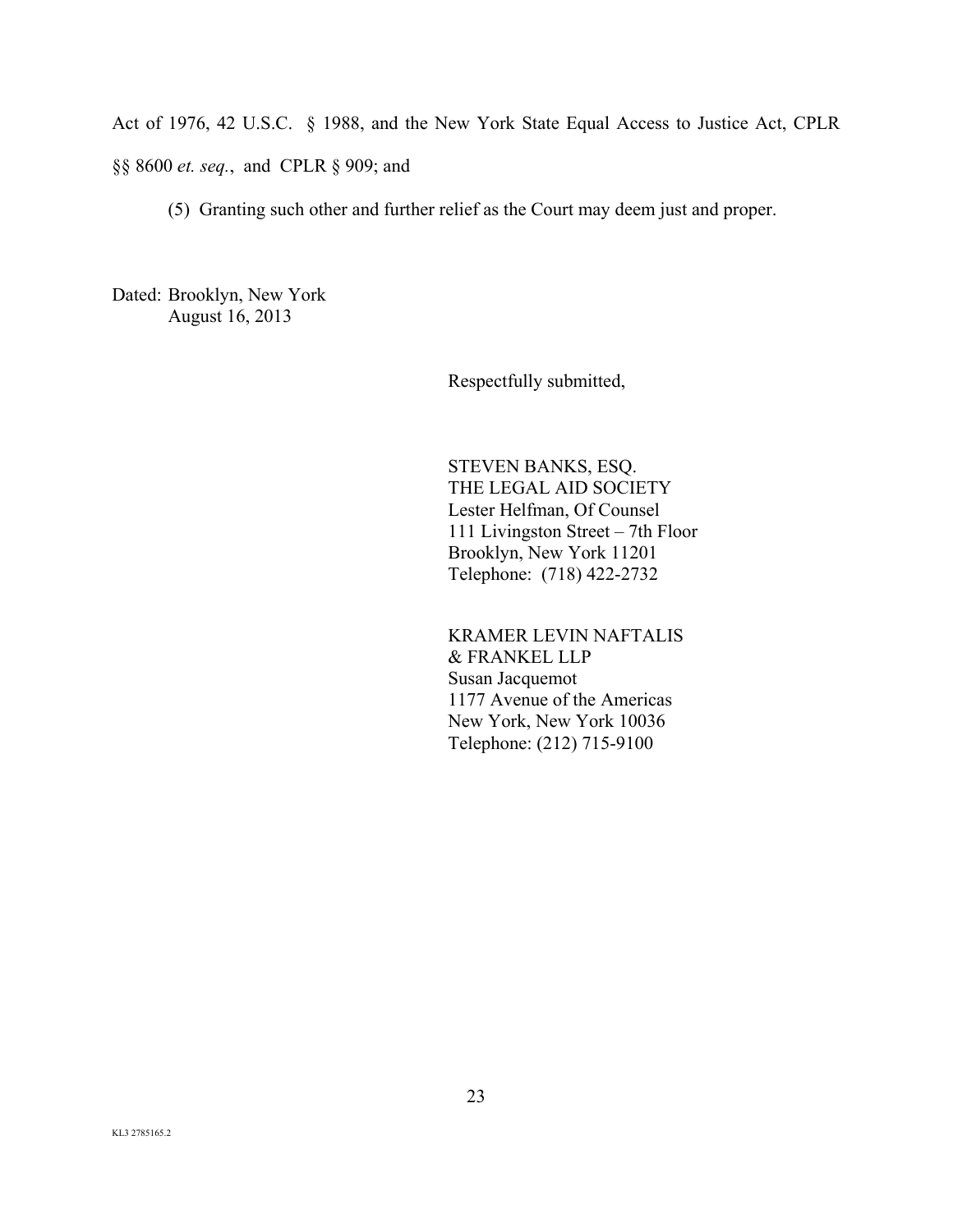Act of 1976, 42 U.S.C. § 1988, and the New York State Equal Access to Justice Act, CPLR §§ 8600 *et. seq.*, and CPLR § 909; and

(5) Granting such other and further relief as the Court may deem just and proper.

Dated: Brooklyn, New York
August 16, 2013

Respectfully submitted,

STEVEN BANKS, ESQ.
THE LEGAL AID SOCIETY
Lester Helfman, Of Counsel
111 Livingston Street – 7th Floor
Brooklyn, New York 11201
Telephone: (718) 422-2732

KRAMER LEVIN NAFTALIS & FRANKEL LLP
Susan Jacquemot
1177 Avenue of the Americas
New York, New York 10036
Telephone: (212) 715-9100

KL3 2785165.2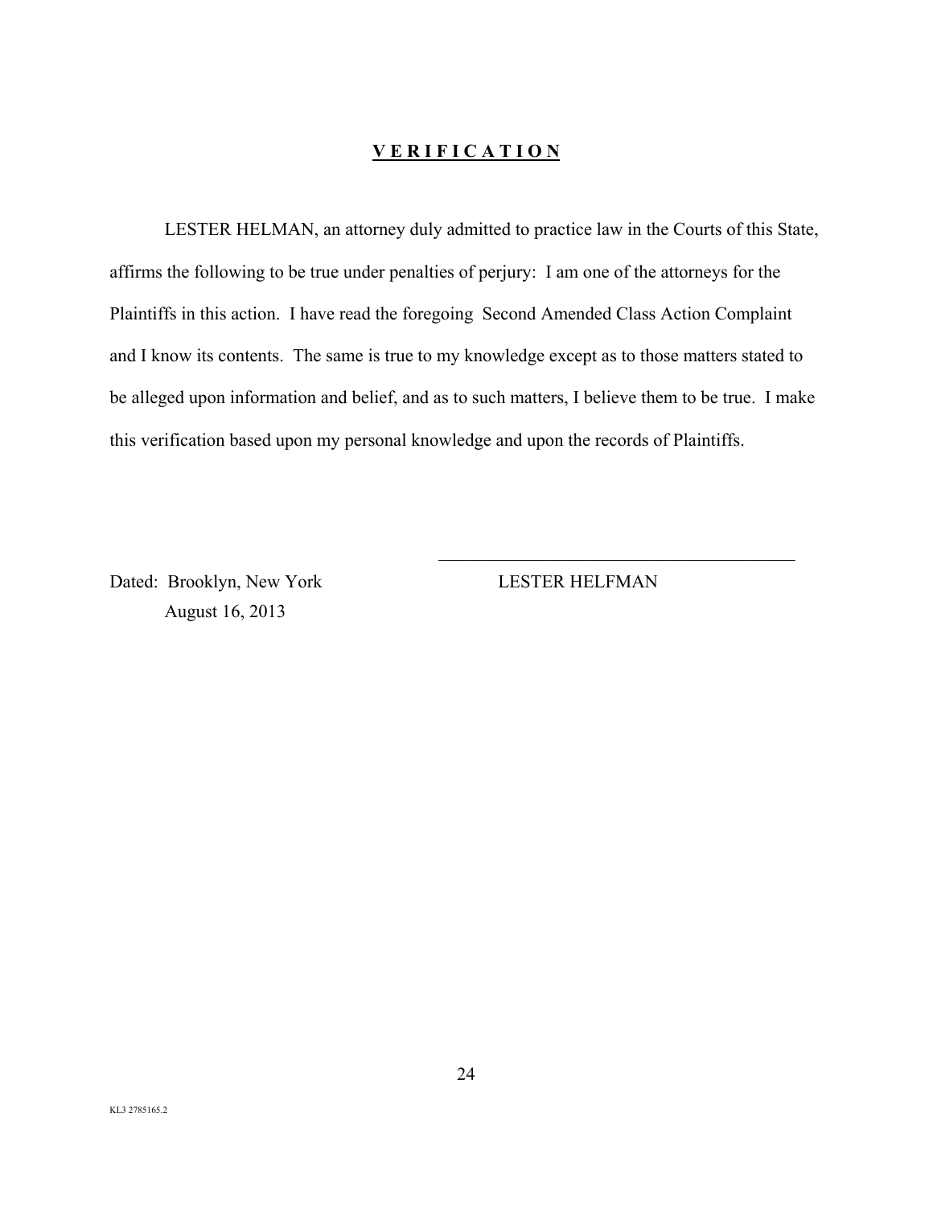## V E R I F I C A T I O N

LESTER HELMAN, an attorney duly admitted to practice law in the Courts of this State, affirms the following to be true under penalties of perjury: I am one of the attorneys for the Plaintiffs in this action. I have read the foregoing Second Amended Class Action Complaint and I know its contents. The same is true to my knowledge except as to those matters stated to be alleged upon information and belief, and as to such matters, I believe them to be true. I make this verification based upon my personal knowledge and upon the records of Plaintiffs.

Dated: Brooklyn, New York
August 16, 2013

\_\_\_\_\_\_\_\_\_\_\_\_\_\_\_\_\_\_\_\_\_\_\_\_\_\_\_\_\_\_\_\_\_\_\_\_\_\_\_\_

LESTER HELFMAN

KL3 2785165.2